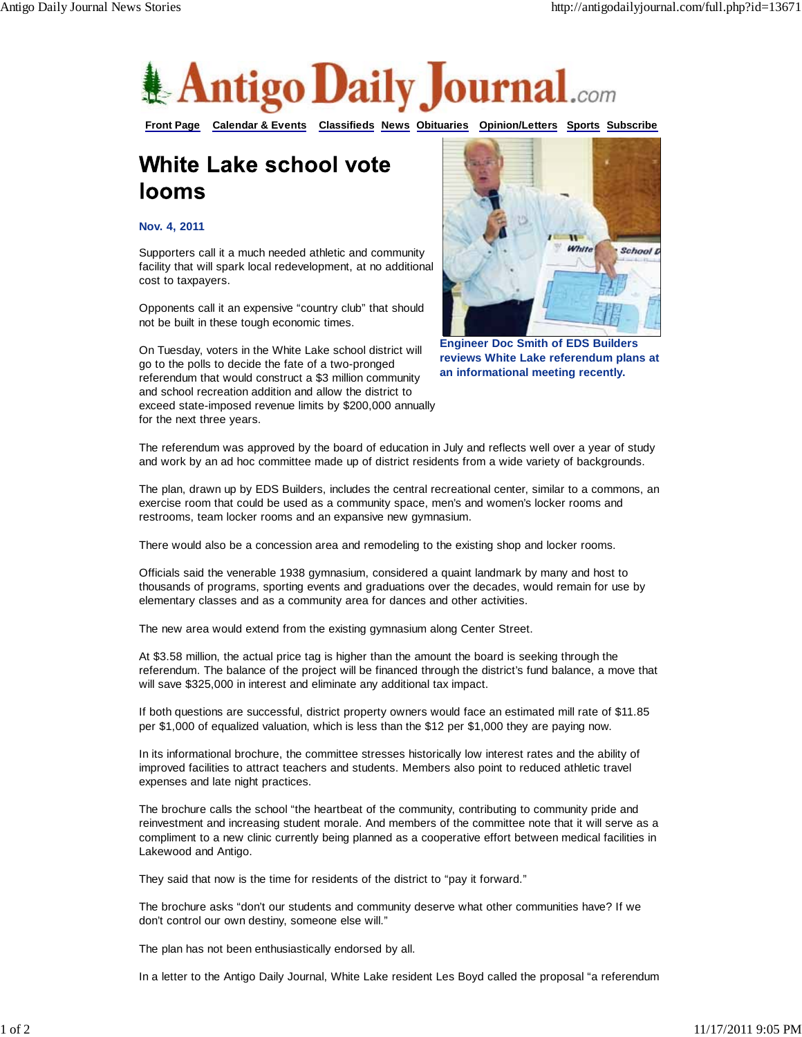# White Lake school vote looms

**Nov. 4, 2011**

Supporters call it a much needed athletic and community facility that will spark local redevelopment, at no additional cost to taxpayers.

Opponents call it an expensive "country club" that should not be built in these tough economic times.

On Tuesday, voters in the White Lake school district will go to the polls to decide the fate of a two-pronged referendum that would construct a $3 million community and school recreation addition and allow the district to exceed state-imposed revenue limits by $200,000 annually for the next three years.

**Engineer Doc Smith of EDS Builders reviews White Lake referendum plans at an informational meeting recently.**

The referendum was approved by the board of education in July and reflects well over a year of study and work by an ad hoc committee made up of district residents from a wide variety of backgrounds.

The plan, drawn up by EDS Builders, includes the central recreational center, similar to a commons, an exercise room that could be used as a community space, men's and women's locker rooms and restrooms, team locker rooms and an expansive new gymnasium.

There would also be a concession area and remodeling to the existing shop and locker rooms.

Officials said the venerable 1938 gymnasium, considered a quaint landmark by many and host to thousands of programs, sporting events and graduations over the decades, would remain for use by elementary classes and as a community area for dances and other activities.

The new area would extend from the existing gymnasium along Center Street.

At $3.58 million, the actual price tag is higher than the amount the board is seeking through the referendum. The balance of the project will be financed through the district's fund balance, a move that will save $325,000 in interest and eliminate any additional tax impact.

If both questions are successful, district property owners would face an estimated mill rate of $11.85 per $1,000 of equalized valuation, which is less than the $12 per $1,000 they are paying now.

In its informational brochure, the committee stresses historically low interest rates and the ability of improved facilities to attract teachers and students. Members also point to reduced athletic travel expenses and late night practices.

The brochure calls the school "the heartbeat of the community, contributing to community pride and reinvestment and increasing student morale. And members of the committee note that it will serve as a compliment to a new clinic currently being planned as a cooperative effort between medical facilities in Lakewood and Antigo.

They said that now is the time for residents of the district to "pay it forward."

The brochure asks "don't our students and community deserve what other communities have? If we don't control our own destiny, someone else will."

The plan has not been enthusiastically endorsed by all.

In a letter to the Antigo Daily Journal, White Lake resident Les Boyd called the proposal "a referendum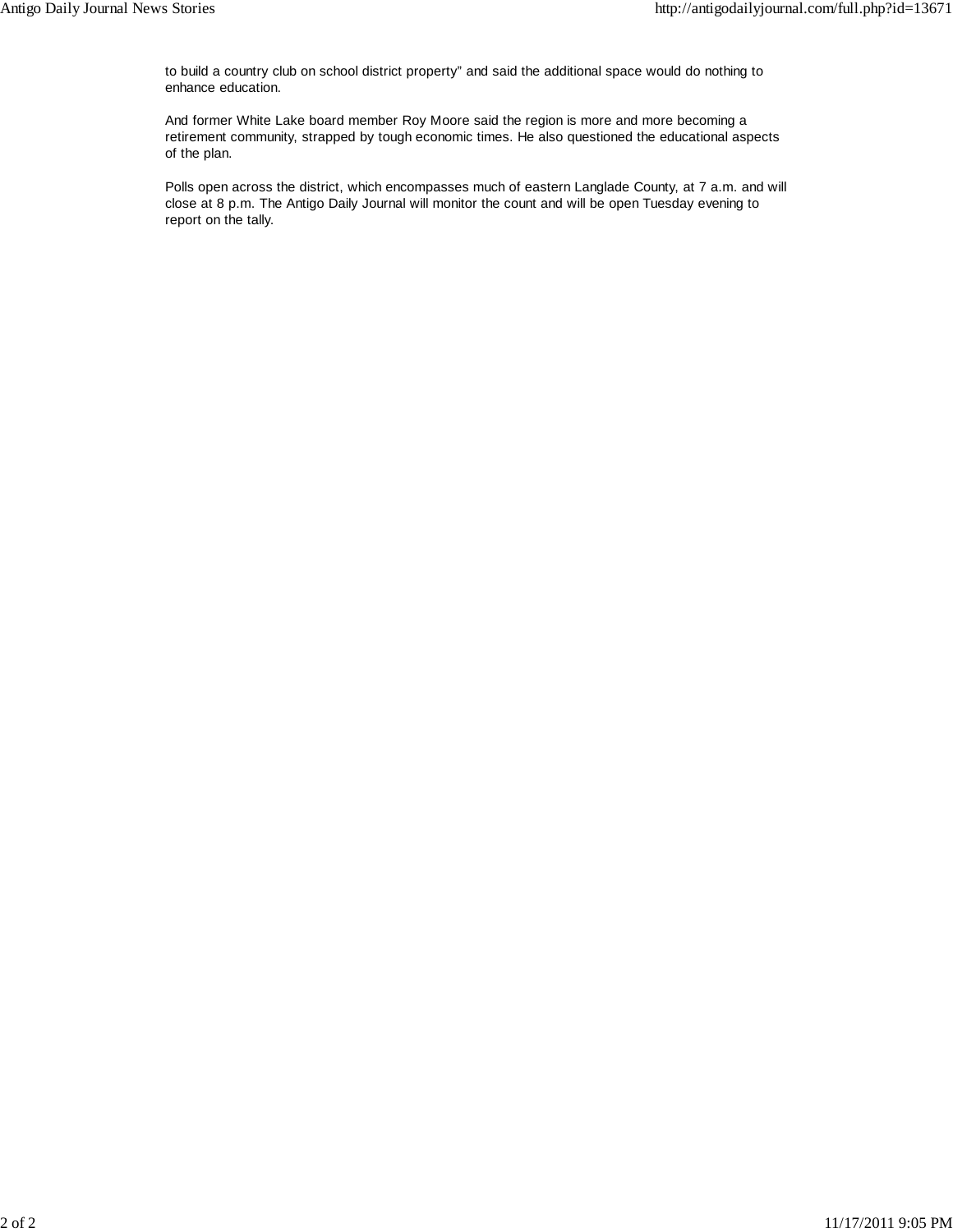to build a country club on school district property" and said the additional space would do nothing to enhance education.

And former White Lake board member Roy Moore said the region is more and more becoming a retirement community, strapped by tough economic times. He also questioned the educational aspects of the plan.

Polls open across the district, which encompasses much of eastern Langlade County, at 7 a.m. and will close at 8 p.m. The Antigo Daily Journal will monitor the count and will be open Tuesday evening to report on the tally.